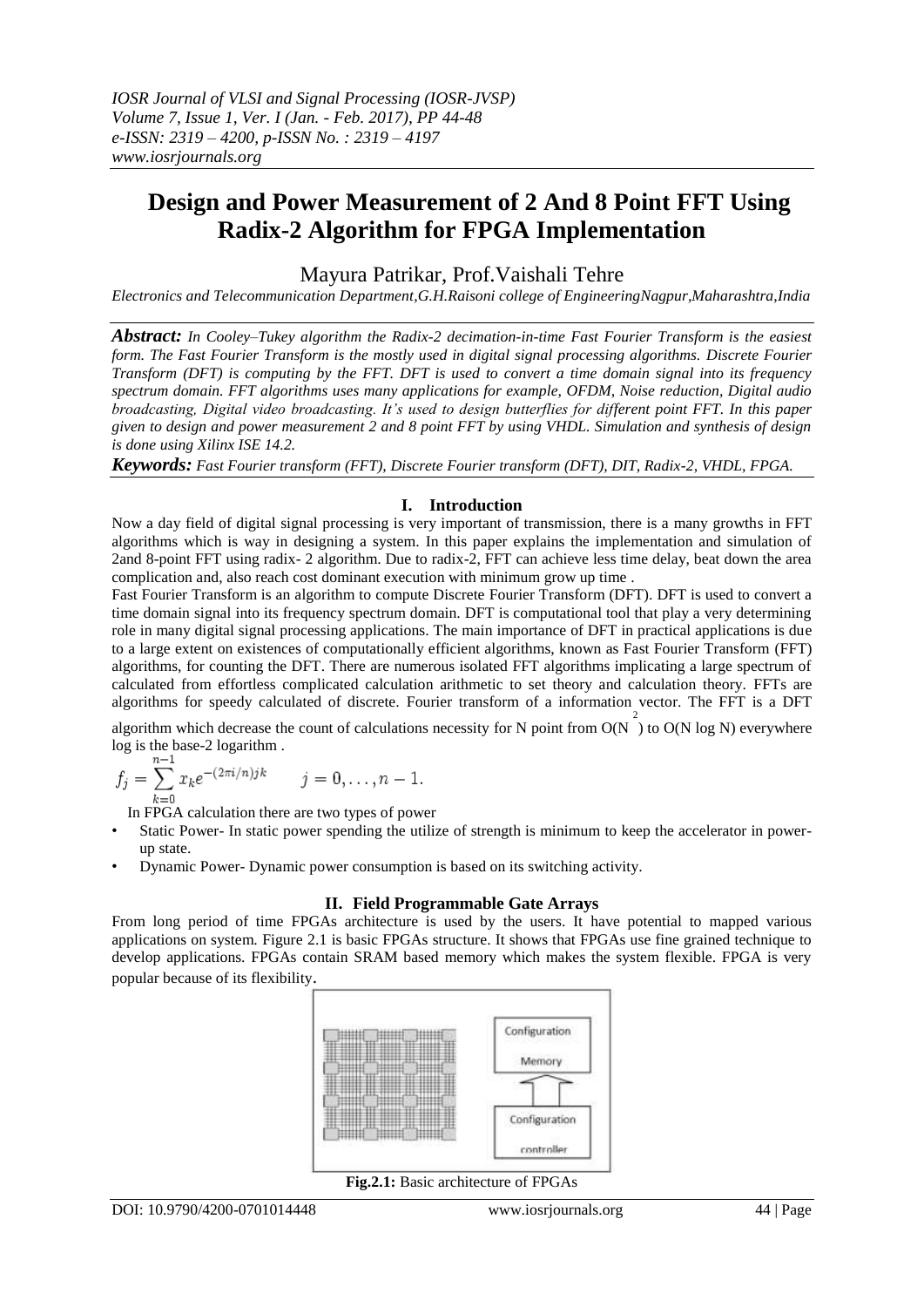# Design and Power Measurement of 2 And 8 Point FFT Using Radix-2 Algorithm for FPGA Implementation

Mayura Patrikar, Prof.Vaishali Tehre

*Electronics and Telecommunication Department,G.H.Raisoni college of EngineeringNagpur,Maharashtra,India*

***Abstract:*** *In Cooley–Tukey algorithm the Radix-2 decimation-in-time Fast Fourier Transform is the easiest form. The Fast Fourier Transform is the mostly used in digital signal processing algorithms. Discrete Fourier Transform (DFT) is computing by the FFT. DFT is used to convert a time domain signal into its frequency spectrum domain. FFT algorithms uses many applications for example, OFDM, Noise reduction, Digital audio broadcasting, Digital video broadcasting. It's used to design butterflies for different point FFT. In this paper given to design and power measurement 2 and 8 point FFT by using VHDL. Simulation and synthesis of design is done using Xilinx ISE 14.2.*

***Keywords:*** *Fast Fourier transform (FFT), Discrete Fourier transform (DFT), DIT, Radix-2, VHDL, FPGA.*

## I. Introduction

Now a day field of digital signal processing is very important of transmission, there is a many growths in FFT algorithms which is way in designing a system. In this paper explains the implementation and simulation of 2and 8-point FFT using radix- 2 algorithm. Due to radix-2, FFT can achieve less time delay, beat down the area complication and, also reach cost dominant execution with minimum grow up time .

Fast Fourier Transform is an algorithm to compute Discrete Fourier Transform (DFT). DFT is used to convert a time domain signal into its frequency spectrum domain. DFT is computational tool that play a very determining role in many digital signal processing applications. The main importance of DFT in practical applications is due to a large extent on existences of computationally efficient algorithms, known as Fast Fourier Transform (FFT) algorithms, for counting the DFT. There are numerous isolated FFT algorithms implicating a large spectrum of calculated from effortless complicated calculation arithmetic to set theory and calculation theory. FFTs are algorithms for speedy calculated of discrete. Fourier transform of a information vector. The FFT is a DFT algorithm which decrease the count of calculations necessity for N point from $O(N^2)$ to O(N log N) everywhere log is the base-2 logarithm .

$$f_j = \sum_{k=0}^{n-1} x_k e^{-(2\pi i/n)jk} \qquad j = 0, \ldots, n-1.$$

In FPGA calculation there are two types of power

- Static Power- In static power spending the utilize of strength is minimum to keep the accelerator in power-up state.
- Dynamic Power- Dynamic power consumption is based on its switching activity.

## II. Field Programmable Gate Arrays

From long period of time FPGAs architecture is used by the users. It have potential to mapped various applications on system. Figure 2.1 is basic FPGAs structure. It shows that FPGAs use fine grained technique to develop applications. FPGAs contain SRAM based memory which makes the system flexible. FPGA is very popular because of its flexibility.

**Fig.2.1:** Basic architecture of FPGAs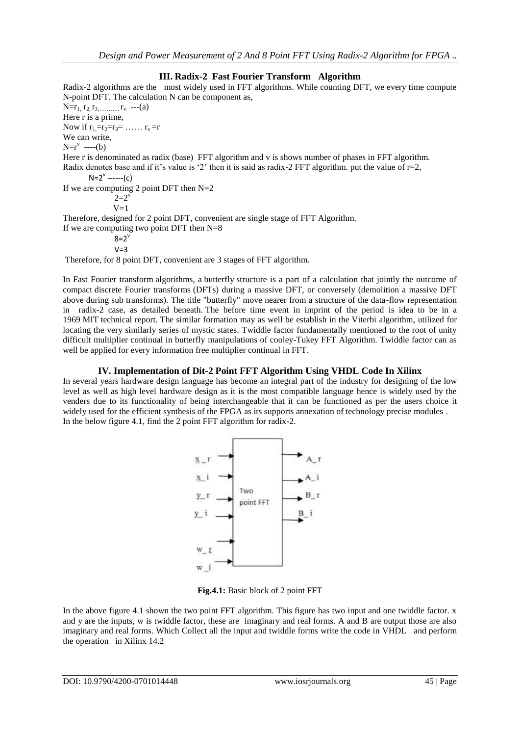## III. Radix-2 Fast Fourier Transform Algorithm

Radix-2 algorithms are the most widely used in FFT algorithms. While counting DFT, we every time compute N-point DFT. The calculation N can be component as,

$N=r_1, r_2, r_3,\ldots\ldots\ldots r_v$ ---(a)

Here r is a prime,

Now if $r_1=r_2=r_3= \ldots\ldots r_v=r$

We can write,

$N=r^v$ ----(b)

Here r is denominated as radix (base) FFT algorithm and v is shows number of phases in FFT algorithm. Radix denotes base and if it's value is '2' then it is said as radix-2 FFT algorithm. put the value of r=2,

$N=2^v$ ------(c)

If we are computing 2 point DFT then N=2

$2=2^v$

$V=1$

Therefore, designed for 2 point DFT, convenient are single stage of FFT Algorithm.

If we are computing two point DFT then N=8

$8=2^v$

$V=3$

Therefore, for 8 point DFT, convenient are 3 stages of FFT algorithm.

In Fast Fourier transform algorithms, a butterfly structure is a part of a calculation that jointly the outcome of compact discrete Fourier transforms (DFTs) during a massive DFT, or conversely (demolition a massive DFT above during sub transforms). The title "butterfly" move nearer from a structure of the data-flow representation in radix-2 case, as detailed beneath. The before time event in imprint of the period is idea to be in a 1969 MIT technical report. The similar formation may as well be establish in the Viterbi algorithm, utilized for locating the very similarly series of mystic states. Twiddle factor fundamentally mentioned to the root of unity difficult multiplier continual in butterfly manipulations of cooley-Tukey FFT Algorithm. Twiddle factor can as well be applied for every information free multiplier continual in FFT.

## IV. Implementation of Dit-2 Point FFT Algorithm Using VHDL Code In Xilinx

In several years hardware design language has become an integral part of the industry for designing of the low level as well as high level hardware design as it is the most compatible language hence is widely used by the venders due to its functionality of being interchangeable that it can be functioned as per the users choice it widely used for the efficient synthesis of the FPGA as its supports annexation of technology precise modules .

In the below figure 4.1, find the 2 point FFT algorithm for radix-2.

**Fig.4.1:** Basic block of 2 point FFT

In the above figure 4.1 shown the two point FFT algorithm. This figure has two input and one twiddle factor. x and y are the inputs, w is twiddle factor, these are imaginary and real forms. A and B are output those are also imaginary and real forms. Which Collect all the input and twiddle forms write the code in VHDL and perform the operation in Xilinx 14.2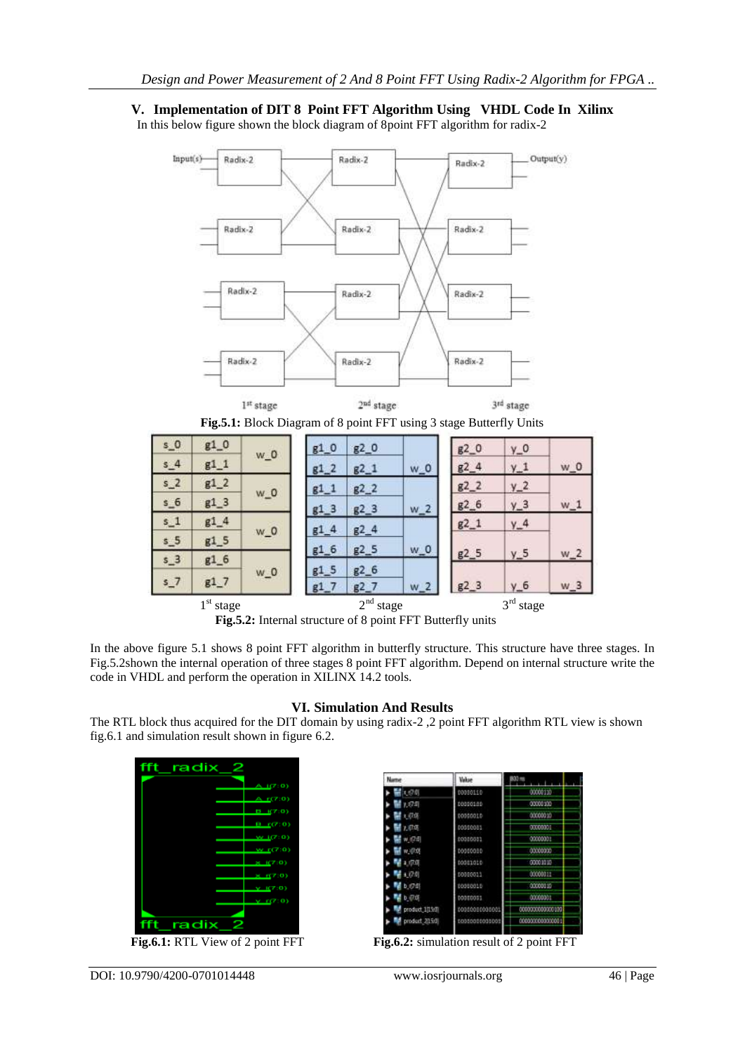## V. Implementation of DIT 8 Point FFT Algorithm Using VHDL Code In Xilinx

In this below figure shown the block diagram of 8point FFT algorithm for radix-2

**Fig.5.1:** Block Diagram of 8 point FFT using 3 stage Butterfly Units

**Fig.5.2:** Internal structure of 8 point FFT Butterfly units

In the above figure 5.1 shows 8 point FFT algorithm in butterfly structure. This structure have three stages. In Fig.5.2shown the internal operation of three stages 8 point FFT algorithm. Depend on internal structure write the code in VHDL and perform the operation in XILINX 14.2 tools.

## VI. Simulation And Results

The RTL block thus acquired for the DIT domain by using radix-2 ,2 point FFT algorithm RTL view is shown fig.6.1 and simulation result shown in figure 6.2.

**Fig.6.1:** RTL View of 2 point FFT

**Fig.6.2:** simulation result of 2 point FFT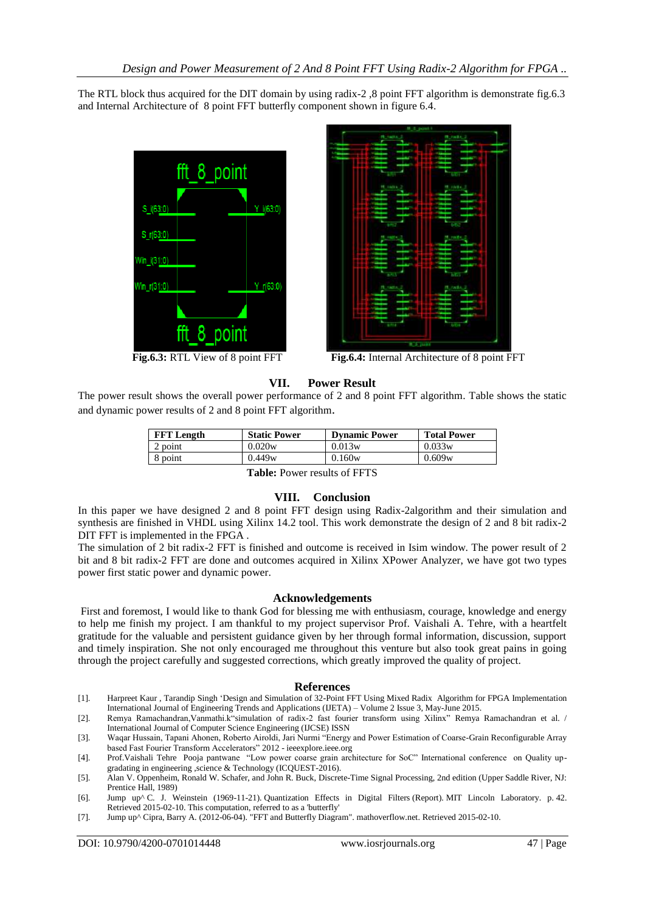The RTL block thus acquired for the DIT domain by using radix-2 ,8 point FFT algorithm is demonstrate fig.6.3 and Internal Architecture of 8 point FFT butterfly component shown in figure 6.4.

**Fig.6.3:** RTL View of 8 point FFT

**Fig.6.4:** Internal Architecture of 8 point FFT

## VII. Power Result

The power result shows the overall power performance of 2 and 8 point FFT algorithm. Table shows the static and dynamic power results of 2 and 8 point FFT algorithm.

| FFT Length | Static Power | Dynamic Power | Total Power |
|---|---|---|---|
| 2 point | 0.020w | 0.013w | 0.033w |
| 8 point | 0.449w | 0.160w | 0.609w |

**Table:** Power results of FFTS

## VIII. Conclusion

In this paper we have designed 2 and 8 point FFT design using Radix-2algorithm and their simulation and synthesis are finished in VHDL using Xilinx 14.2 tool. This work demonstrate the design of 2 and 8 bit radix-2 DIT FFT is implemented in the FPGA .

The simulation of 2 bit radix-2 FFT is finished and outcome is received in Isim window. The power result of 2 bit and 8 bit radix-2 FFT are done and outcomes acquired in Xilinx XPower Analyzer, we have got two types power first static power and dynamic power.

## Acknowledgements

First and foremost, I would like to thank God for blessing me with enthusiasm, courage, knowledge and energy to help me finish my project. I am thankful to my project supervisor Prof. Vaishali A. Tehre, with a heartfelt gratitude for the valuable and persistent guidance given by her through formal information, discussion, support and timely inspiration. She not only encouraged me throughout this venture but also took great pains in going through the project carefully and suggested corrections, which greatly improved the quality of project.

## References

[1]. Harpreet Kaur , Tarandip Singh 'Design and Simulation of 32-Point FFT Using Mixed Radix Algorithm for FPGA Implementation International Journal of Engineering Trends and Applications (IJETA) – Volume 2 Issue 3, May-June 2015.

[2]. Remya Ramachandran,Vanmathi.k"simulation of radix-2 fast fourier transform using Xilinx" Remya Ramachandran et al. / International Journal of Computer Science Engineering (IJCSE) ISSN

[3]. Waqar Hussain, Tapani Ahonen, Roberto Airoldi, Jari Nurmi "Energy and Power Estimation of Coarse-Grain Reconfigurable Array based Fast Fourier Transform Accelerators" 2012 - ieeexplore.ieee.org

[4]. Prof.Vaishali Tehre Pooja pantwane "Low power coarse grain architecture for SoC" International conference on Quality up-gradating in engineering ,science & Technology (ICQUEST-2016).

[5]. Alan V. Oppenheim, Ronald W. Schafer, and John R. Buck, Discrete-Time Signal Processing, 2nd edition (Upper Saddle River, NJ: Prentice Hall, 1989)

[6]. Jump up^ C. J. Weinstein (1969-11-21). Quantization Effects in Digital Filters (Report). MIT Lincoln Laboratory. p. 42. Retrieved 2015-02-10. This computation, referred to as a 'butterfly'

[7]. Jump up^ Cipra, Barry A. (2012-06-04). "FFT and Butterfly Diagram". mathoverflow.net. Retrieved 2015-02-10.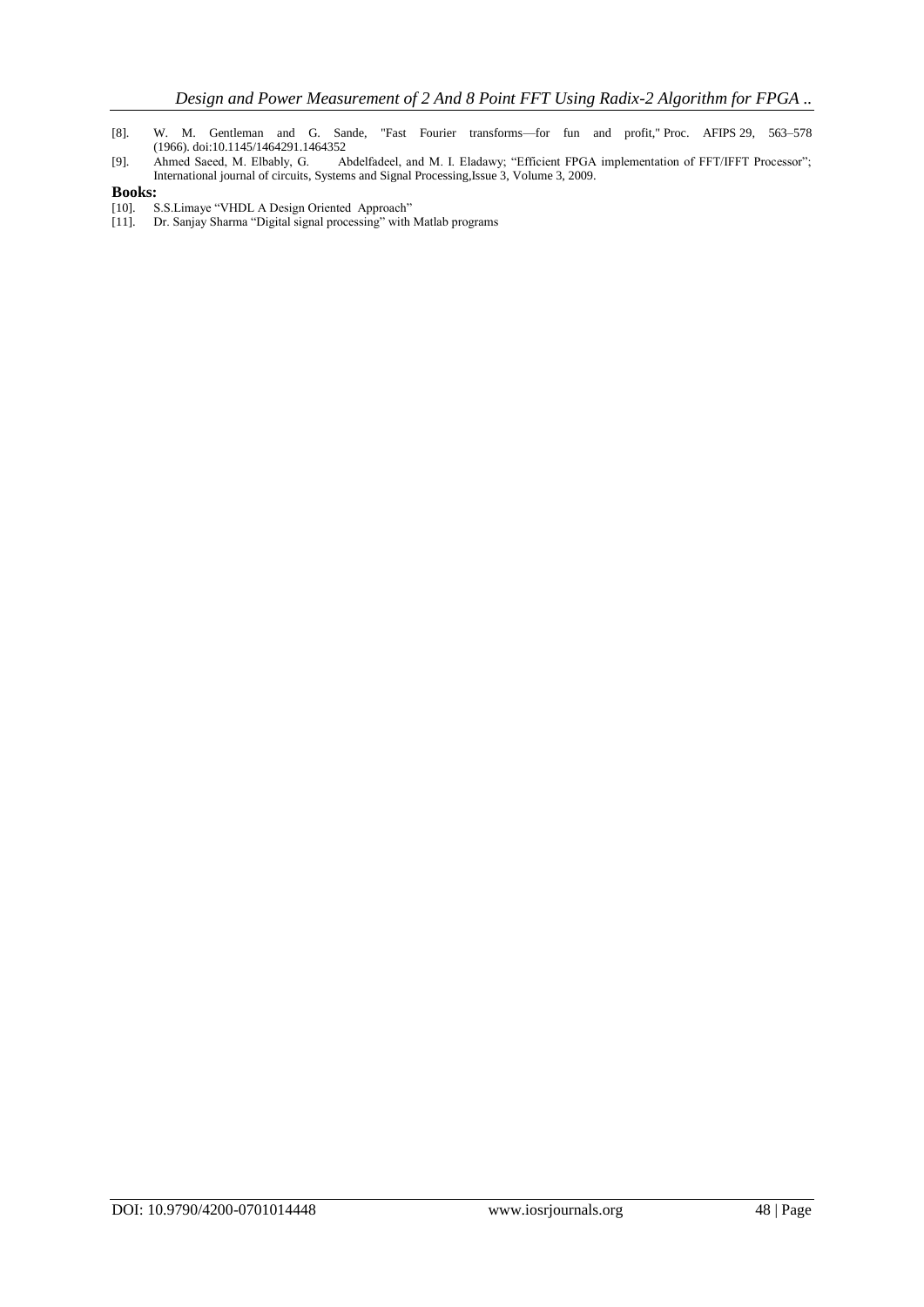[8]. W. M. Gentleman and G. Sande, "Fast Fourier transforms—for fun and profit," Proc. AFIPS 29, 563–578 (1966). doi:10.1145/1464291.1464352

[9]. Ahmed Saeed, M. Elbably, G. Abdelfadeel, and M. I. Eladawy; "Efficient FPGA implementation of FFT/IFFT Processor"; International journal of circuits, Systems and Signal Processing,Issue 3, Volume 3, 2009.

**Books:**

[10]. S.S.Limaye "VHDL A Design Oriented Approach"

[11]. Dr. Sanjay Sharma "Digital signal processing" with Matlab programs